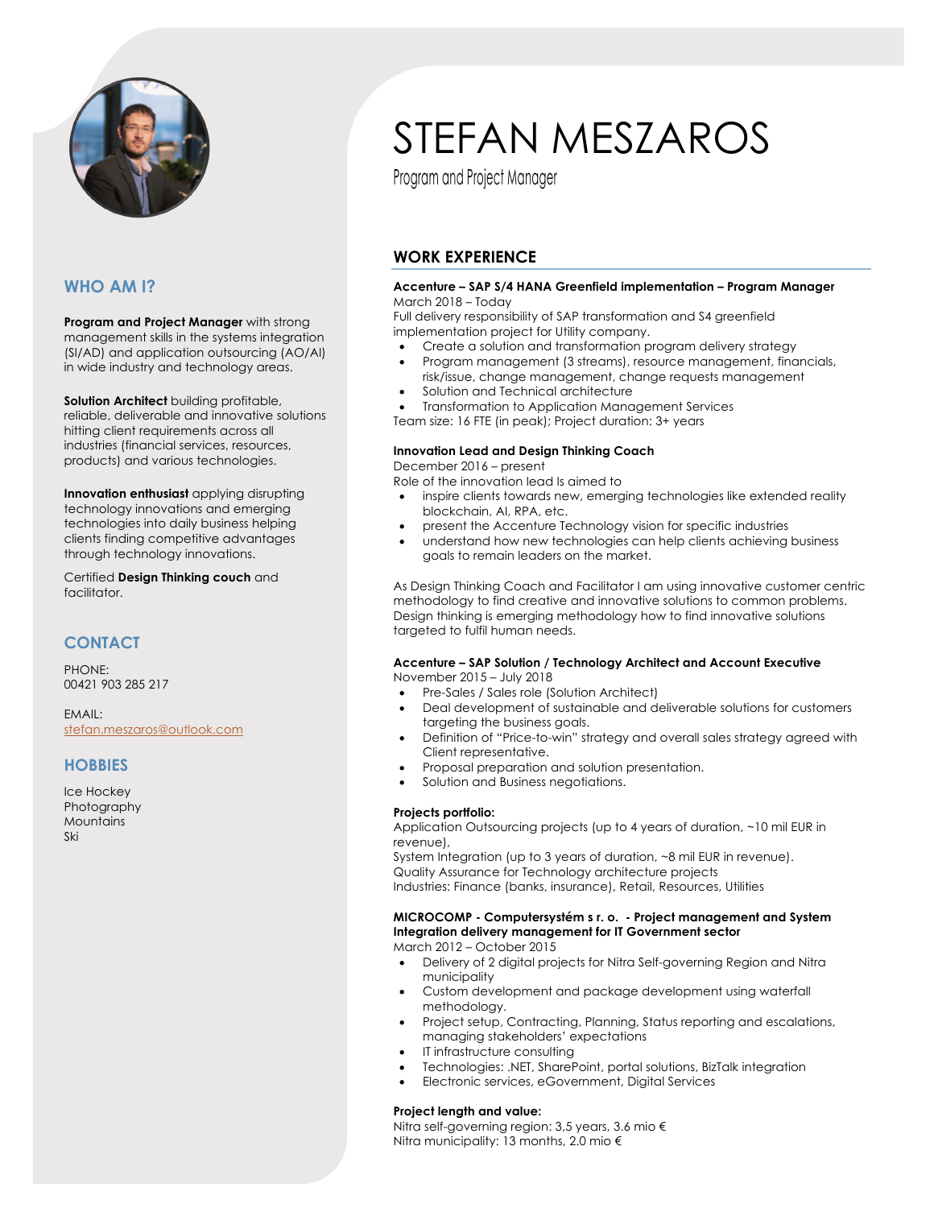# STEFAN MESZAROS

Program and Project Manager

## WHO AM I?

**Program and Project Manager** with strong management skills in the systems integration (SI/AD) and application outsourcing (AO/AI) in wide industry and technology areas.

**Solution Architect** building profitable, reliable, deliverable and innovative solutions hitting client requirements across all industries (financial services, resources, products) and various technologies.

**Innovation enthusiast** applying disrupting technology innovations and emerging technologies into daily business helping clients finding competitive advantages through technology innovations.

Certified **Design Thinking couch** and facilitator.

## CONTACT

PHONE:
00421 903 285 217

EMAIL:
stefan.meszaros@outlook.com

## HOBBIES

Ice Hockey
Photography
Mountains
Ski

## WORK EXPERIENCE

**Accenture – SAP S/4 HANA Greenfield implementation – Program Manager**
March 2018 – Today
Full delivery responsibility of SAP transformation and S4 greenfield implementation project for Utility company.

- Create a solution and transformation program delivery strategy
- Program management (3 streams), resource management, financials, risk/issue, change management, change requests management
- Solution and Technical architecture
- Transformation to Application Management Services

Team size: 16 FTE (in peak); Project duration: 3+ years

**Innovation Lead and Design Thinking Coach**
December 2016 – present
Role of the innovation lead Is aimed to

- inspire clients towards new, emerging technologies like extended reality blockchain, AI, RPA, etc.
- present the Accenture Technology vision for specific industries
- understand how new technologies can help clients achieving business goals to remain leaders on the market.

As Design Thinking Coach and Facilitator I am using innovative customer centric methodology to find creative and innovative solutions to common problems. Design thinking is emerging methodology how to find innovative solutions targeted to fulfil human needs.

**Accenture – SAP Solution / Technology Architect and Account Executive**
November 2015 – July 2018

- Pre-Sales / Sales role (Solution Architect)
- Deal development of sustainable and deliverable solutions for customers targeting the business goals.
- Definition of "Price-to-win" strategy and overall sales strategy agreed with Client representative.
- Proposal preparation and solution presentation.
- Solution and Business negotiations.

**Projects portfolio:**
Application Outsourcing projects (up to 4 years of duration, ~10 mil EUR in revenue),
System Integration (up to 3 years of duration, ~8 mil EUR in revenue).
Quality Assurance for Technology architecture projects
Industries: Finance (banks, insurance), Retail, Resources, Utilities

**MICROCOMP - Computersystém s r. o. - Project management and System Integration delivery management for IT Government sector**
March 2012 – October 2015

- Delivery of 2 digital projects for Nitra Self-governing Region and Nitra municipality
- Custom development and package development using waterfall methodology.
- Project setup, Contracting, Planning, Status reporting and escalations, managing stakeholders' expectations
- IT infrastructure consulting
- Technologies: .NET, SharePoint, portal solutions, BizTalk integration
- Electronic services, eGovernment, Digital Services

**Project length and value:**
Nitra self-governing region: 3,5 years, 3.6 mio €
Nitra municipality: 13 months, 2.0 mio €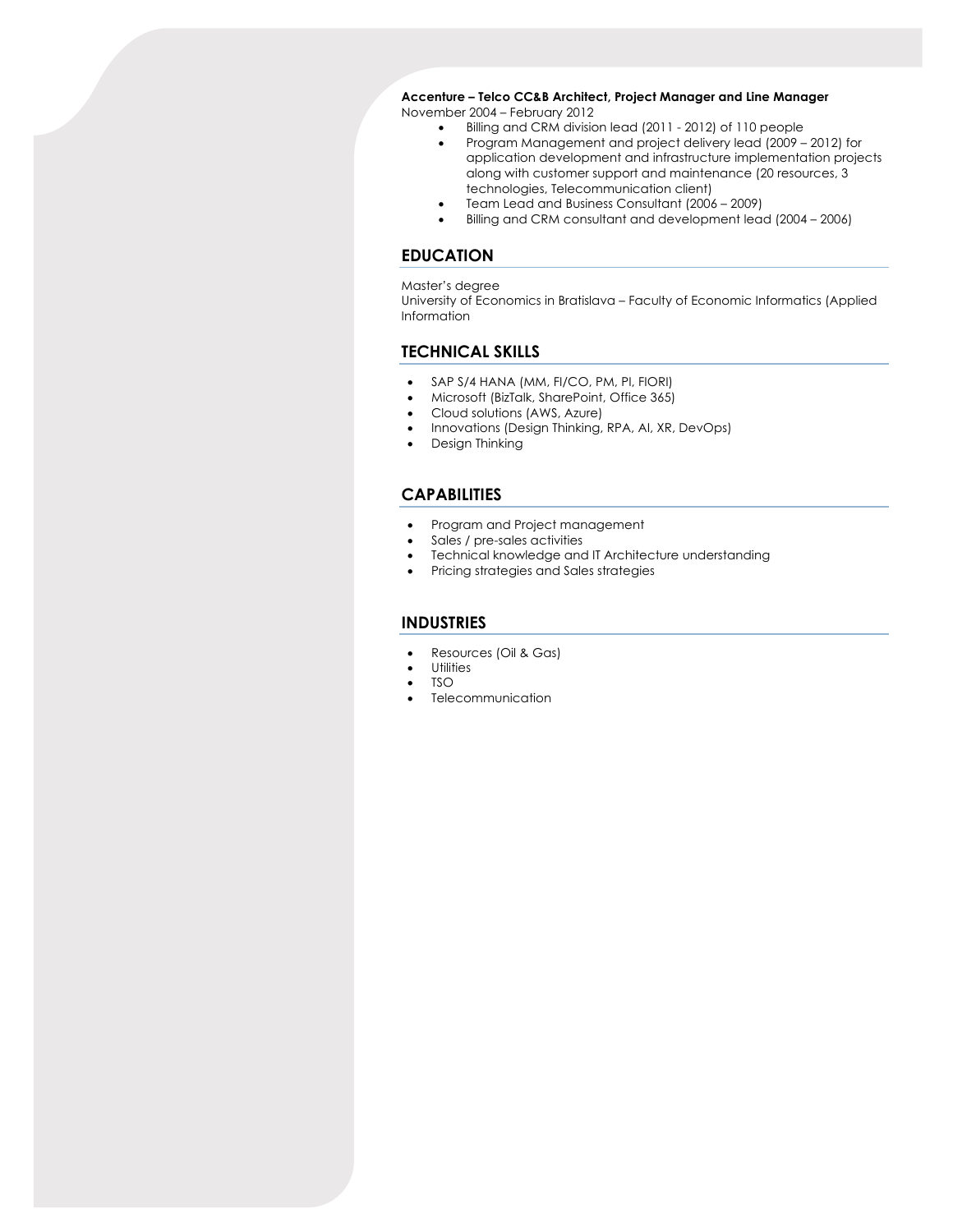**Accenture – Telco CC&B Architect, Project Manager and Line Manager**
November 2004 – February 2012

- Billing and CRM division lead (2011 - 2012) of 110 people
- Program Management and project delivery lead (2009 – 2012) for application development and infrastructure implementation projects along with customer support and maintenance (20 resources, 3 technologies, Telecommunication client)
- Team Lead and Business Consultant (2006 – 2009)
- Billing and CRM consultant and development lead (2004 – 2006)

## EDUCATION

Master's degree
University of Economics in Bratislava – Faculty of Economic Informatics (Applied Information

## TECHNICAL SKILLS

- SAP S/4 HANA (MM, FI/CO, PM, PI, FIORI)
- Microsoft (BizTalk, SharePoint, Office 365)
- Cloud solutions (AWS, Azure)
- Innovations (Design Thinking, RPA, AI, XR, DevOps)
- Design Thinking

## CAPABILITIES

- Program and Project management
- Sales / pre-sales activities
- Technical knowledge and IT Architecture understanding
- Pricing strategies and Sales strategies

## INDUSTRIES

- Resources (Oil & Gas)
- Utilities
- TSO
- Telecommunication